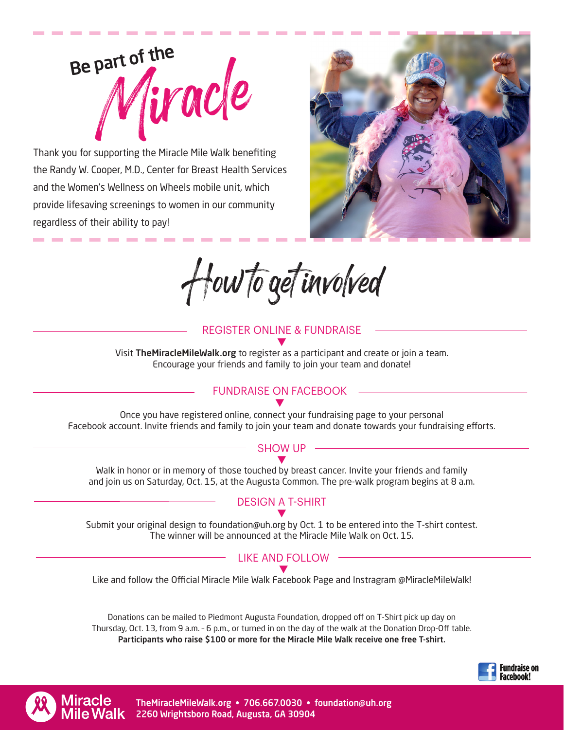# Be part of the Miracle

Thank you for supporting the Miracle Mile Walk benefiting the Randy W. Cooper, M.D., Center for Breast Health Services and the Women's Wellness on Wheels mobile unit, which provide lifesaving screenings to women in our community regardless of their ability to pay!

## How to get involved

### REGISTER ONLINE & FUNDRAISE

Visit **TheMiracleMileWalk.org** to register as a participant and create or join a team. Encourage your friends and family to join your team and donate!

### FUNDRAISE ON FACEBOOK

Once you have registered online, connect your fundraising page to your personal Facebook account. Invite friends and family to join your team and donate towards your fundraising efforts.

### SHOW UP

Walk in honor or in memory of those touched by breast cancer. Invite your friends and family and join us on Saturday, Oct. 15, at the Augusta Common. The pre-walk program begins at 8 a.m.

### DESIGN A T-SHIRT

Submit your original design to foundation@uh.org by Oct. 1 to be entered into the T-shirt contest. The winner will be announced at the Miracle Mile Walk on Oct. 15.

### LIKE AND FOLLOW

Like and follow the Official Miracle Mile Walk Facebook Page and Instragram @MiracleMileWalk!

Donations can be mailed to Piedmont Augusta Foundation, dropped off on T-Shirt pick up day on Thursday, Oct. 13, from 9 a.m. – 6 p.m., or turned in on the day of the walk at the Donation Drop-Off table.
**Participants who raise $100 or more for the Miracle Mile Walk receive one free T-shirt.**

**Fundraise on Facebook!**

Miracle Mile Walk

**TheMiracleMileWalk.org • 706.667.0030 • foundation@uh.org**
**2260 Wrightsboro Road, Augusta, GA 30904**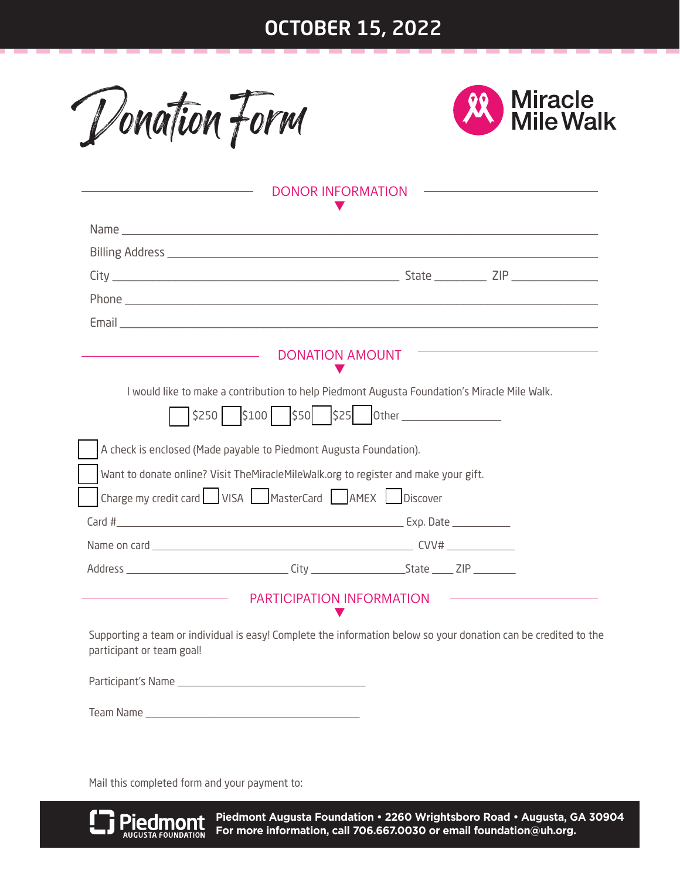OCTOBER 15, 2022

# Donation Form

Miracle Mile Walk

## DONOR INFORMATION

Name ___________________________________________

Billing Address ___________________________________________

City ______________________ State ________ ZIP ____________

Phone ___________________________________________

Email ___________________________________________

## DONATION AMOUNT

I would like to make a contribution to help Piedmont Augusta Foundation's Miracle Mile Walk.

☐ $250 ☐ $100 ☐ $50 ☐ $25 ☐ Other ______________

☐ A check is enclosed (Made payable to Piedmont Augusta Foundation).

☐ Want to donate online? Visit TheMiracleMileWalk.org to register and make your gift.

☐ Charge my credit card ☐ VISA ☐ MasterCard ☐ AMEX ☐ Discover

Card #______________________________ Exp. Date __________

Name on card ______________________________ CVV# __________

Address ____________________ City ______________State ____ ZIP ________

## PARTICIPATION INFORMATION

Supporting a team or individual is easy! Complete the information below so your donation can be credited to the participant or team goal!

Participant's Name ______________________________

Team Name ______________________________

Mail this completed form and your payment to:

Piedmont AUGUSTA FOUNDATION

**Piedmont Augusta Foundation • 2260 Wrightsboro Road • Augusta, GA 30904**
**For more information, call 706.667.0030 or email foundation@uh.org.**